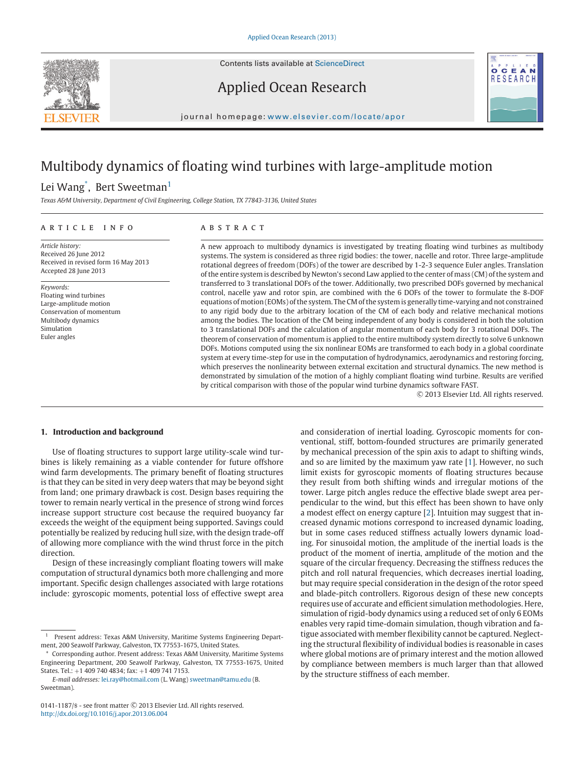Contents lists available at ScienceDirect

Applied Ocean Research

journal homepage: www.elsevier.com/locate/apor

# Multibody dynamics of floating wind turbines with large-amplitude motion

Lei Wang[*], Bert Sweetman[1]

*Texas A&M University, Department of Civil Engineering, College Station, TX 77843-3136, United States*

## ARTICLE INFO

*Article history:*
Received 26 June 2012
Received in revised form 16 May 2013
Accepted 28 June 2013

*Keywords:*
Floating wind turbines
Large-amplitude motion
Conservation of momentum
Multibody dynamics
Simulation
Euler angles

## ABSTRACT

A new approach to multibody dynamics is investigated by treating floating wind turbines as multibody systems. The system is considered as three rigid bodies: the tower, nacelle and rotor. Three large-amplitude rotational degrees of freedom (DOFs) of the tower are described by 1-2-3 sequence Euler angles. Translation of the entire system is described by Newton's second Law applied to the center of mass (CM) of the system and transferred to 3 translational DOFs of the tower. Additionally, two prescribed DOFs governed by mechanical control, nacelle yaw and rotor spin, are combined with the 6 DOFs of the tower to formulate the 8-DOF equations of motion (EOMs) of the system. The CM of the system is generally time-varying and not constrained to any rigid body due to the arbitrary location of the CM of each body and relative mechanical motions among the bodies. The location of the CM being independent of any body is considered in both the solution to 3 translational DOFs and the calculation of angular momentum of each body for 3 rotational DOFs. The theorem of conservation of momentum is applied to the entire multibody system directly to solve 6 unknown DOFs. Motions computed using the six nonlinear EOMs are transformed to each body in a global coordinate system at every time-step for use in the computation of hydrodynamics, aerodynamics and restoring forcing, which preserves the nonlinearity between external excitation and structural dynamics. The new method is demonstrated by simulation of the motion of a highly compliant floating wind turbine. Results are verified by critical comparison with those of the popular wind turbine dynamics software FAST.

© 2013 Elsevier Ltd. All rights reserved.

## 1. Introduction and background

Use of floating structures to support large utility-scale wind turbines is likely remaining as a viable contender for future offshore wind farm developments. The primary benefit of floating structures is that they can be sited in very deep waters that may be beyond sight from land; one primary drawback is cost. Design bases requiring the tower to remain nearly vertical in the presence of strong wind forces increase support structure cost because the required buoyancy far exceeds the weight of the equipment being supported. Savings could potentially be realized by reducing hull size, with the design trade-off of allowing more compliance with the wind thrust force in the pitch direction.

Design of these increasingly compliant floating towers will make computation of structural dynamics both more challenging and more important. Specific design challenges associated with large rotations include: gyroscopic moments, potential loss of effective swept area and consideration of inertial loading. Gyroscopic moments for conventional, stiff, bottom-founded structures are primarily generated by mechanical precession of the spin axis to adapt to shifting winds, and so are limited by the maximum yaw rate [1]. However, no such limit exists for gyroscopic moments of floating structures because they result from both shifting winds and irregular motions of the tower. Large pitch angles reduce the effective blade swept area perpendicular to the wind, but this effect has been shown to have only a modest effect on energy capture [2]. Intuition may suggest that increased dynamic motions correspond to increased dynamic loading, but in some cases reduced stiffness actually lowers dynamic loading. For sinusoidal motion, the amplitude of the inertial loads is the product of the moment of inertia, amplitude of the motion and the square of the circular frequency. Decreasing the stiffness reduces the pitch and roll natural frequencies, which decreases inertial loading, but may require special consideration in the design of the rotor speed and blade-pitch controllers. Rigorous design of these new concepts requires use of accurate and efficient simulation methodologies. Here, simulation of rigid-body dynamics using a reduced set of only 6 EOMs enables very rapid time-domain simulation, though vibration and fatigue associated with member flexibility cannot be captured. Neglecting the structural flexibility of individual bodies is reasonable in cases where global motions are of primary interest and the motion allowed by compliance between members is much larger than that allowed by the structure stiffness of each member.

---

[1] Present address: Texas A&M University, Maritime Systems Engineering Department, 200 Seawolf Parkway, Galveston, TX 77553-1675, United States.

[*] Corresponding author. Present address: Texas A&M University, Maritime Systems Engineering Department, 200 Seawolf Parkway, Galveston, TX 77553-1675, United States. Tel.: +1 409 740 4834; fax: +1 409 741 7153.

*E-mail addresses:* lei.ray@hotmail.com (L. Wang) sweetman@tamu.edu (B. Sweetman).

0141-1187/$ - see front matter © 2013 Elsevier Ltd. All rights reserved.
http://dx.doi.org/10.1016/j.apor.2013.06.004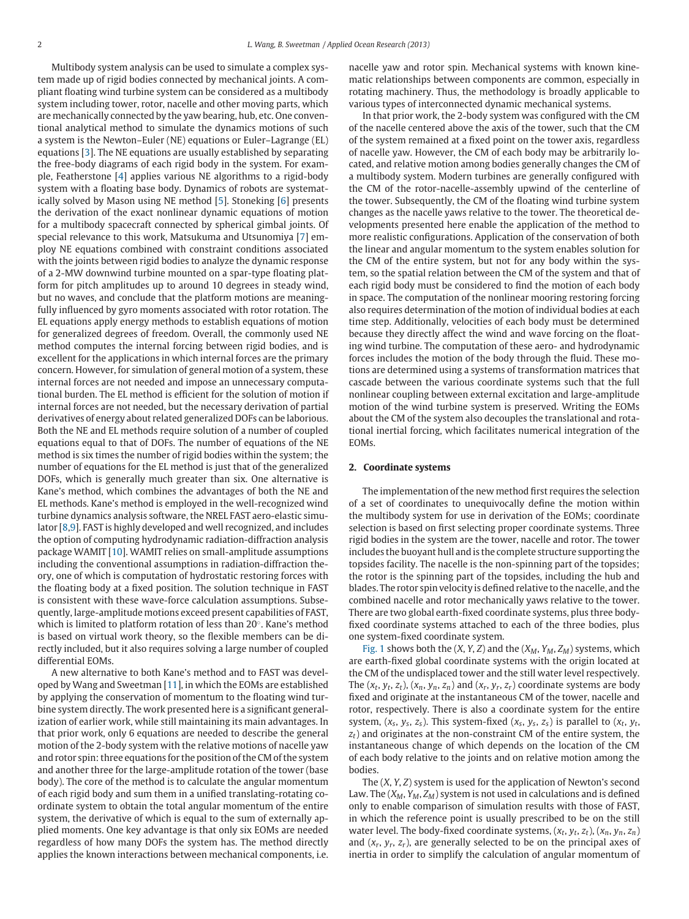Multibody system analysis can be used to simulate a complex system made up of rigid bodies connected by mechanical joints. A compliant floating wind turbine system can be considered as a multibody system including tower, rotor, nacelle and other moving parts, which are mechanically connected by the yaw bearing, hub, etc. One conventional analytical method to simulate the dynamics motions of such a system is the Newton–Euler (NE) equations or Euler–Lagrange (EL) equations [3]. The NE equations are usually established by separating the free-body diagrams of each rigid body in the system. For example, Featherstone [4] applies various NE algorithms to a rigid-body system with a floating base body. Dynamics of robots are systematically solved by Mason using NE method [5]. Stoneking [6] presents the derivation of the exact nonlinear dynamic equations of motion for a multibody spacecraft connected by spherical gimbal joints. Of special relevance to this work, Matsukuma and Utsunomiya [7] employ NE equations combined with constraint conditions associated with the joints between rigid bodies to analyze the dynamic response of a 2-MW downwind turbine mounted on a spar-type floating platform for pitch amplitudes up to around 10 degrees in steady wind, but no waves, and conclude that the platform motions are meaningfully influenced by gyro moments associated with rotor rotation. The EL equations apply energy methods to establish equations of motion for generalized degrees of freedom. Overall, the commonly used NE method computes the internal forcing between rigid bodies, and is excellent for the applications in which internal forces are the primary concern. However, for simulation of general motion of a system, these internal forces are not needed and impose an unnecessary computational burden. The EL method is efficient for the solution of motion if internal forces are not needed, but the necessary derivation of partial derivatives of energy about related generalized DOFs can be laborious. Both the NE and EL methods require solution of a number of coupled equations equal to that of DOFs. The number of equations of the NE method is six times the number of rigid bodies within the system; the number of equations for the EL method is just that of the generalized DOFs, which is generally much greater than six. One alternative is Kane's method, which combines the advantages of both the NE and EL methods. Kane's method is employed in the well-recognized wind turbine dynamics analysis software, the NREL FAST aero-elastic simulator [8,9]. FAST is highly developed and well recognized, and includes the option of computing hydrodynamic radiation-diffraction analysis package WAMIT [10]. WAMIT relies on small-amplitude assumptions including the conventional assumptions in radiation-diffraction theory, one of which is computation of hydrostatic restoring forces with the floating body at a fixed position. The solution technique in FAST is consistent with these wave-force calculation assumptions. Subsequently, large-amplitude motions exceed present capabilities of FAST, which is limited to platform rotation of less than 20°. Kane's method is based on virtual work theory, so the flexible members can be directly included, but it also requires solving a large number of coupled differential EOMs.

A new alternative to both Kane's method and to FAST was developed by Wang and Sweetman [11], in which the EOMs are established by applying the conservation of momentum to the floating wind turbine system directly. The work presented here is a significant generalization of earlier work, while still maintaining its main advantages. In that prior work, only 6 equations are needed to describe the general motion of the 2-body system with the relative motions of nacelle yaw and rotor spin: three equations for the position of the CM of the system and another three for the large-amplitude rotation of the tower (base body). The core of the method is to calculate the angular momentum of each rigid body and sum them in a unified translating-rotating coordinate system to obtain the total angular momentum of the entire system, the derivative of which is equal to the sum of externally applied moments. One key advantage is that only six EOMs are needed regardless of how many DOFs the system has. The method directly applies the known interactions between mechanical components, i.e. nacelle yaw and rotor spin. Mechanical systems with known kinematic relationships between components are common, especially in rotating machinery. Thus, the methodology is broadly applicable to various types of interconnected dynamic mechanical systems.

In that prior work, the 2-body system was configured with the CM of the nacelle centered above the axis of the tower, such that the CM of the system remained at a fixed point on the tower axis, regardless of nacelle yaw. However, the CM of each body may be arbitrarily located, and relative motion among bodies generally changes the CM of a multibody system. Modern turbines are generally configured with the CM of the rotor-nacelle-assembly upwind of the centerline of the tower. Subsequently, the CM of the floating wind turbine system changes as the nacelle yaws relative to the tower. The theoretical developments presented here enable the application of the method to more realistic configurations. Application of the conservation of both the linear and angular momentum to the system enables solution for the CM of the entire system, but not for any body within the system, so the spatial relation between the CM of the system and that of each rigid body must be considered to find the motion of each body in space. The computation of the nonlinear mooring restoring forcing also requires determination of the motion of individual bodies at each time step. Additionally, velocities of each body must be determined because they directly affect the wind and wave forcing on the floating wind turbine. The computation of these aero- and hydrodynamic forces includes the motion of the body through the fluid. These motions are determined using a systems of transformation matrices that cascade between the various coordinate systems such that the full nonlinear coupling between external excitation and large-amplitude motion of the wind turbine system is preserved. Writing the EOMs about the CM of the system also decouples the translational and rotational inertial forcing, which facilitates numerical integration of the EOMs.

## 2. Coordinate systems

The implementation of the new method first requires the selection of a set of coordinates to unequivocally define the motion within the multibody system for use in derivation of the EOMs; coordinate selection is based on first selecting proper coordinate systems. Three rigid bodies in the system are the tower, nacelle and rotor. The tower includes the buoyant hull and is the complete structure supporting the topsides facility. The nacelle is the non-spinning part of the topsides; the rotor is the spinning part of the topsides, including the hub and blades. The rotor spin velocity is defined relative to the nacelle, and the combined nacelle and rotor mechanically yaws relative to the tower. There are two global earth-fixed coordinate systems, plus three body-fixed coordinate systems attached to each of the three bodies, plus one system-fixed coordinate system.

Fig. 1 shows both the $(X, Y, Z)$ and the $(X_M, Y_M, Z_M)$ systems, which are earth-fixed global coordinate systems with the origin located at the CM of the undisplaced tower and the still water level respectively. The $(x_t, y_t, z_t)$, $(x_n, y_n, z_n)$ and $(x_r, y_r, z_r)$ coordinate systems are body fixed and originate at the instantaneous CM of the tower, nacelle and rotor, respectively. There is also a coordinate system for the entire system, $(x_s, y_s, z_s)$. This system-fixed $(x_s, y_s, z_s)$ is parallel to $(x_t, y_t, z_t)$ and originates at the non-constraint CM of the entire system, the instantaneous change of which depends on the location of the CM of each body relative to the joints and on relative motion among the bodies.

The $(X, Y, Z)$ system is used for the application of Newton's second Law. The $(X_M, Y_M, Z_M)$ system is not used in calculations and is defined only to enable comparison of simulation results with those of FAST, in which the reference point is usually prescribed to be on the still water level. The body-fixed coordinate systems, $(x_t, y_t, z_t)$, $(x_n, y_n, z_n)$ and $(x_r, y_r, z_r)$, are generally selected to be on the principal axes of inertia in order to simplify the calculation of angular momentum of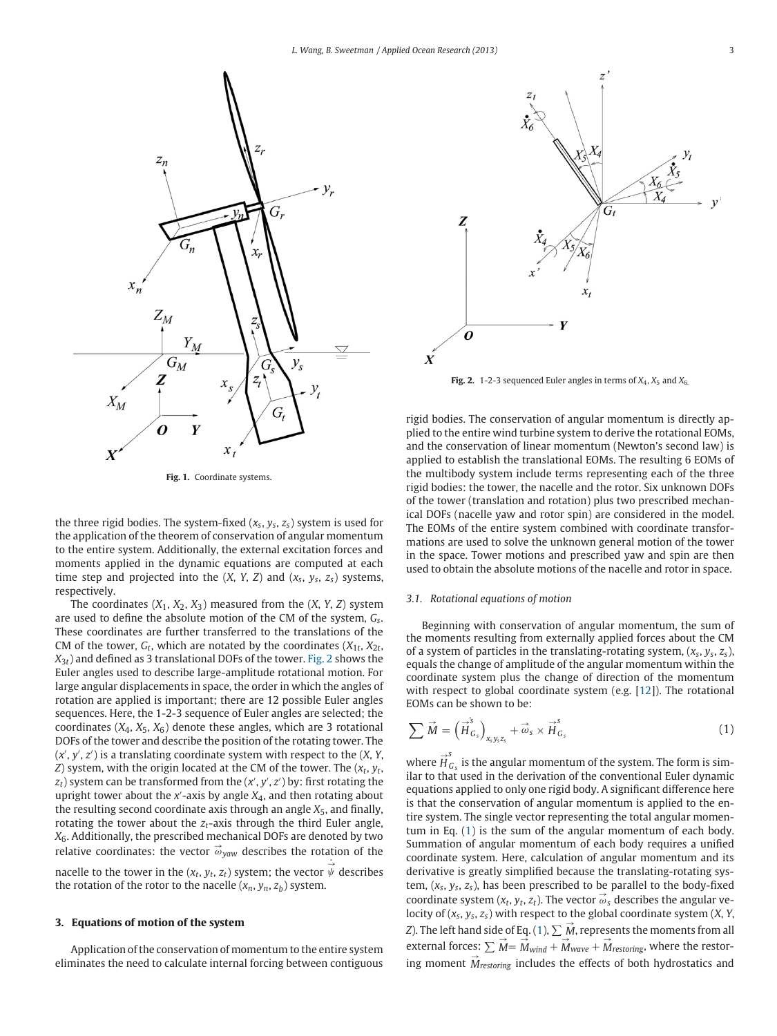Fig. 1. Coordinate systems.

Fig. 2. 1-2-3 sequenced Euler angles in terms of $X_4$, $X_5$ and $X_6$.

the three rigid bodies. The system-fixed ($x_s$, $y_s$, $z_s$) system is used for the application of the theorem of conservation of angular momentum to the entire system. Additionally, the external excitation forces and moments applied in the dynamic equations are computed at each time step and projected into the ($X$, $Y$, $Z$) and ($x_s$, $y_s$, $z_s$) systems, respectively.

The coordinates ($X_1$, $X_2$, $X_3$) measured from the ($X$, $Y$, $Z$) system are used to define the absolute motion of the CM of the system, $G_s$. These coordinates are further transferred to the translations of the CM of the tower, $G_t$, which are notated by the coordinates ($X_{1t}$, $X_{2t}$, $X_{3t}$) and defined as 3 translational DOFs of the tower. Fig. 2 shows the Euler angles used to describe large-amplitude rotational motion. For large angular displacements in space, the order in which the angles of rotation are applied is important; there are 12 possible Euler angles sequences. Here, the 1-2-3 sequence of Euler angles are selected; the coordinates ($X_4$, $X_5$, $X_6$) denote these angles, which are 3 rotational DOFs of the tower and describe the position of the rotating tower. The ($x'$, $y'$, $z'$) is a translating coordinate system with respect to the ($X$, $Y$, $Z$) system, with the origin located at the CM of the tower. The ($x_t$, $y_t$, $z_t$) system can be transformed from the ($x'$, $y'$, $z'$) by: first rotating the upright tower about the $x'$-axis by angle $X_4$, and then rotating about the resulting second coordinate axis through an angle $X_5$, and finally, rotating the tower about the $z_t$-axis through the third Euler angle, $X_6$. Additionally, the prescribed mechanical DOFs are denoted by two relative coordinates: the vector $\vec{\omega}_{yaw}$ describes the rotation of the nacelle to the tower in the ($x_t$, $y_t$, $z_t$) system; the vector $\dot{\vec{\psi}}$ describes the rotation of the rotor to the nacelle ($x_n$, $y_n$, $z_b$) system.

## 3. Equations of motion of the system

Application of the conservation of momentum to the entire system eliminates the need to calculate internal forcing between contiguous rigid bodies. The conservation of angular momentum is directly applied to the entire wind turbine system to derive the rotational EOMs, and the conservation of linear momentum (Newton's second law) is applied to establish the translational EOMs. The resulting 6 EOMs of the multibody system include terms representing each of the three rigid bodies: the tower, the nacelle and the rotor. Six unknown DOFs of the tower (translation and rotation) plus two prescribed mechanical DOFs (nacelle yaw and rotor spin) are considered in the model. The EOMs of the entire system combined with coordinate transformations are used to solve the unknown general motion of the tower in the space. Tower motions and prescribed yaw and spin are then used to obtain the absolute motions of the nacelle and rotor in space.

### 3.1. Rotational equations of motion

Beginning with conservation of angular momentum, the sum of the moments resulting from externally applied forces about the CM of a system of particles in the translating-rotating system, ($x_s$, $y_s$, $z_s$), equals the change of amplitude of the angular momentum within the coordinate system plus the change of direction of the momentum with respect to global coordinate system (e.g. [12]). The rotational EOMs can be shown to be:

$$\sum \vec{M} = \left(\dot{\vec{H}}^{s}_{G_s}\right)_{x_s y_s z_s} + \vec{\omega}_s \times \vec{H}^{s}_{G_s} \qquad (1)$$

where $\vec{H}^{s}_{G_s}$ is the angular momentum of the system. The form is similar to that used in the derivation of the conventional Euler dynamic equations applied to only one rigid body. A significant difference here is that the conservation of angular momentum is applied to the entire system. The single vector representing the total angular momentum in Eq. (1) is the sum of the angular momentum of each body. Summation of angular momentum of each body requires a unified coordinate system. Here, calculation of angular momentum and its derivative is greatly simplified because the translating-rotating system, ($x_s$, $y_s$, $z_s$), has been prescribed to be parallel to the body-fixed coordinate system ($x_t$, $y_t$, $z_t$). The vector $\vec{\omega}_s$ describes the angular velocity of ($x_s$, $y_s$, $z_s$) with respect to the global coordinate system ($X$, $Y$, $Z$). The left hand side of Eq. (1), $\sum \vec{M}$, represents the moments from all external forces: $\sum \vec{M} = \vec{M}_{wind} + \vec{M}_{wave} + \vec{M}_{restoring}$, where the restoring moment $\vec{M}_{restoring}$ includes the effects of both hydrostatics and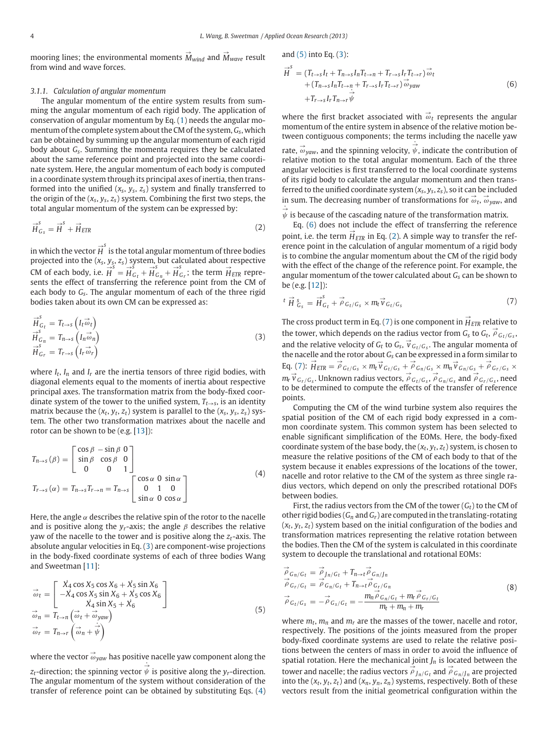mooring lines; the environmental moments $\vec{M}_{wind}$ and $\vec{M}_{wave}$ result from wind and wave forces.

### 3.1.1. Calculation of angular momentum

The angular momentum of the entire system results from summing the angular momentum of each rigid body. The application of conservation of angular momentum by Eq. (1) needs the angular momentum of the complete system about the CM of the system, $G_s$, which can be obtained by summing up the angular momentum of each rigid body about $G_s$. Summing the momenta requires they be calculated about the same reference point and projected into the same coordinate system. Here, the angular momentum of each body is computed in a coordinate system through its principal axes of inertia, then transformed into the unified $(x_s, y_s, z_s)$ system and finally transferred to the origin of the $(x_s, y_s, z_s)$ system. Combining the first two steps, the total angular momentum of the system can be expressed by:

$$\vec{H}^s_{G_s} = \vec{H}^s + \vec{H}_{ETR} \tag{2}$$

in which the vector $\vec{H}^s$ is the total angular momentum of three bodies projected into the $(x_s, y_s, z_s)$ system, but calculated about respective CM of each body, i.e. $\vec{H}^s = \vec{H}^s_{G_t} + \vec{H}^s_{G_n} + \vec{H}^s_{G_r}$; the term $\vec{H}_{ETR}$ represents the effect of transferring the reference point from the CM of each body to $G_s$. The angular momentum of each of the three rigid bodies taken about its own CM can be expressed as:

$$\begin{aligned}
\vec{H}^s_{G_t} &= T_{t\to s}\left(I_t\vec{\omega}_t\right)\\
\vec{H}^s_{G_n} &= T_{n\to s}\left(I_n\vec{\omega}_n\right)\\
\vec{H}^s_{G_r} &= T_{r\to s}\left(I_r\vec{\omega}_r\right)
\end{aligned} \tag{3}$$

where $I_t$, $I_n$ and $I_r$ are the inertia tensors of three rigid bodies, with diagonal elements equal to the moments of inertia about respective principal axes. The transformation matrix from the body-fixed coordinate system of the tower to the unified system, $T_{t\to s}$, is an identity matrix because the $(x_t, y_t, z_t)$ system is parallel to the $(x_s, y_s, z_s)$ system. The other two transformation matrices about the nacelle and rotor can be shown to be (e.g. [13]):

$$\begin{aligned}
T_{n\to s}(\beta) &= \begin{bmatrix} \cos\beta & -\sin\beta & 0\\ \sin\beta & \cos\beta & 0\\ 0 & 0 & 1\end{bmatrix}\\
T_{r\to s}(\alpha) &= T_{n\to s}T_{r\to n} = T_{n\to s}\begin{bmatrix} \cos\alpha & 0 & \sin\alpha\\ 0 & 1 & 0\\ \sin\alpha & 0 & \cos\alpha\end{bmatrix}
\end{aligned} \tag{4}$$

Here, the angle $\alpha$ describes the relative spin of the rotor to the nacelle and is positive along the $y_r$-axis; the angle $\beta$ describes the relative yaw of the nacelle to the tower and is positive along the $z_t$-axis. The absolute angular velocities in Eq. (3) are component-wise projections in the body-fixed coordinate systems of each of three bodies Wang and Sweetman [11]:

$$\begin{aligned}
\vec{\omega}_t &= \begin{bmatrix} \dot{X}_4\cos X_5\cos X_6 + \dot{X}_5\sin X_6\\ -\dot{X}_4\cos X_5\sin X_6 + \dot{X}_5\cos X_6\\ \dot{X}_4\sin X_5 + \dot{X}_6\end{bmatrix}\\
\vec{\omega}_n &= T_{t\to n}\left(\vec{\omega}_t + \vec{\omega}_{yaw}\right)\\
\vec{\omega}_r &= T_{n\to r}\left(\vec{\omega}_n + \vec{\dot{\psi}}\right)
\end{aligned} \tag{5}$$

where the vector $\vec{\omega}_{yaw}$ has positive nacelle yaw component along the $z_t$-direction; the spinning vector $\vec{\dot{\psi}}$ is positive along the $y_r$-direction. The angular momentum of the system without consideration of the transfer of reference point can be obtained by substituting Eqs. (4) and (5) into Eq. (3):

$$\begin{aligned}
\vec{H}^s = {} & (T_{t\to s}I_t + T_{n\to s}I_nT_{t\to n} + T_{r\to s}I_rT_{t\to r})\vec{\omega}_t\\
& + (T_{n\to s}I_nT_{t\to n} + T_{r\to s}I_rT_{t\to r})\vec{\omega}_{yaw}\\
& + T_{r\to s}I_rT_{n\to r}\vec{\dot{\psi}}
\end{aligned} \tag{6}$$

where the first bracket associated with $\vec{\omega}_t$ represents the angular momentum of the entire system in absence of the relative motion between contiguous components; the terms including the nacelle yaw rate, $\vec{\omega}_{yaw}$, and the spinning velocity, $\vec{\dot{\psi}}$, indicate the contribution of relative motion to the total angular momentum. Each of the three angular velocities is first transferred to the local coordinate systems of its rigid body to calculate the angular momentum and then transferred to the unified coordinate system $(x_s, y_s, z_s)$, so it can be included in sum. The decreasing number of transformations for $\vec{\omega}_t$, $\vec{\omega}_{yaw}$, and $\vec{\dot{\psi}}$ is because of the cascading nature of the transformation matrix.

Eq. (6) does not include the effect of transferring the reference point, i.e. the term $\vec{H}_{ETR}$ in Eq. (2). A simple way to transfer the reference point in the calculation of angular momentum of a rigid body is to combine the angular momentum about the CM of the rigid body with the effect of the change of the reference point. For example, the angular momentum of the tower calculated about $G_s$ can be shown to be (e.g. [12]):

$${}^t\vec{H}^s_{G_s} = \vec{H}^s_{G_t} + \vec{\rho}_{G_t/G_s} \times m_t\vec{v}_{G_t/G_s} \tag{7}$$

The cross product term in Eq. (7) is one component in $\vec{H}_{ETR}$ relative to the tower, which depends on the radius vector from $G_s$ to $G_t$, $\vec{\rho}_{G_t/G_s}$, and the relative velocity of $G_t$ to $G_s$, $\vec{v}_{G_t/G_s}$. The angular momenta of the nacelle and the rotor about $G_s$ can be expressed in a form similar to Eq. (7): $\vec{H}_{ETR} = \vec{\rho}_{G_t/G_s} \times m_t\vec{v}_{G_t/G_s} + \vec{\rho}_{G_n/G_s} \times m_n\vec{v}_{G_n/G_s} + \vec{\rho}_{G_r/G_s} \times m_r\vec{v}_{G_r/G_s}$. Unknown radius vectors, $\vec{\rho}_{G_t/G_s}$, $\vec{\rho}_{G_n/G_s}$ and $\vec{\rho}_{G_r/G_s}$, need to be determined to compute the effects of the transfer of reference points.

Computing the CM of the wind turbine system also requires the spatial position of the CM of each rigid body expressed in a common coordinate system. This common system has been selected to enable significant simplification of the EOMs. Here, the body-fixed coordinate system of the base body, the $(x_t, y_t, z_t)$ system, is chosen to measure the relative positions of the CM of each body to that of the system because it enables expressions of the locations of the tower, nacelle and rotor relative to the CM of the system as three single radius vectors, which depend on only the prescribed rotational DOFs between bodies.

First, the radius vectors from the CM of the tower ($G_t$) to the CM of other rigid bodies ($G_n$ and $G_r$) are computed in the translating-rotating $(x_t, y_t, z_t)$ system based on the initial configuration of the bodies and transformation matrices representing the relative rotation between the bodies. Then the CM of the system is calculated in this coordinate system to decouple the translational and rotational EOMs:

$$\begin{aligned}
\vec{\rho}_{G_n/G_t} &= \vec{\rho}_{J_n/G_t} + T_{n\to t}\vec{\rho}_{G_n/J_n}\\
\vec{\rho}_{G_r/G_t} &= \vec{\rho}_{G_n/G_t} + T_{n\to t}\vec{\rho}_{G_r/G_n}\\
\vec{\rho}_{G_t/G_s} &= -\vec{\rho}_{G_s/G_t} = -\frac{m_n\vec{\rho}_{G_n/G_t} + m_r\vec{\rho}_{G_r/G_t}}{m_t + m_n + m_r}
\end{aligned} \tag{8}$$

where $m_t$, $m_n$ and $m_r$ are the masses of the tower, nacelle and rotor, respectively. The positions of the joints measured from the proper body-fixed coordinate systems are used to relate the relative positions between the centers of mass in order to avoid the influence of spatial rotation. Here the mechanical joint $J_n$ is located between the tower and nacelle; the radius vectors $\vec{\rho}_{J_n/G_t}$ and $\vec{\rho}_{G_n/J_n}$ are projected into the $(x_t, y_t, z_t)$ and $(x_n, y_n, z_n)$ systems, respectively. Both of these vectors result from the initial geometrical configuration within the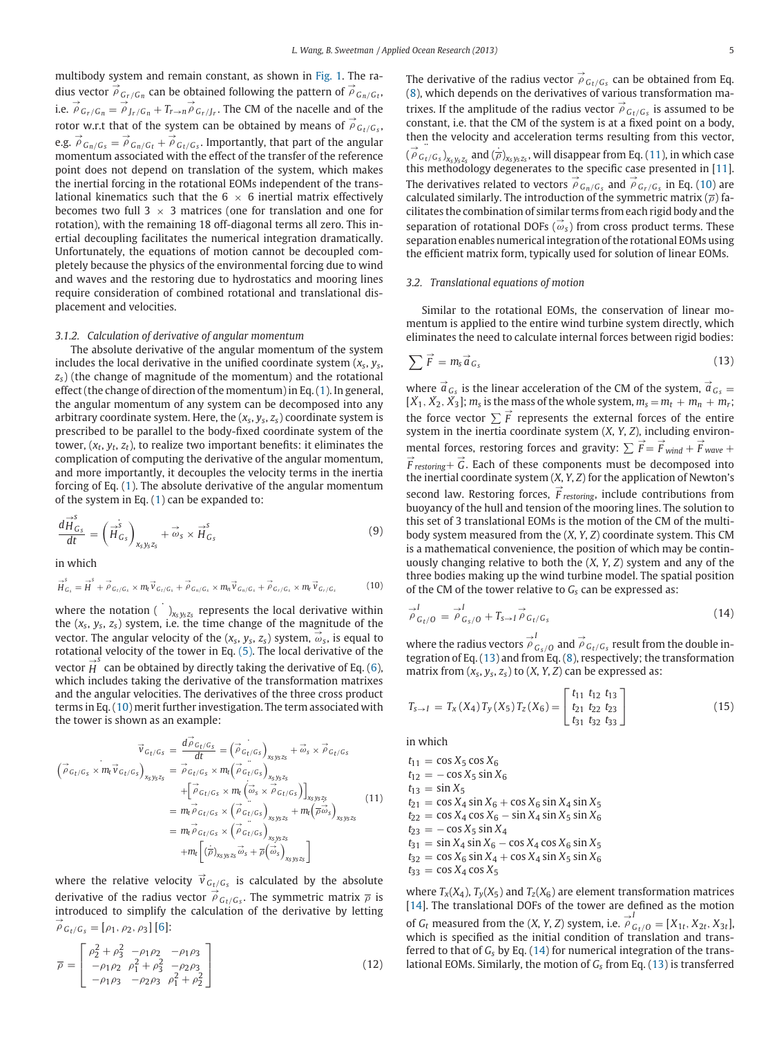multibody system and remain constant, as shown in Fig. 1. The radius vector $\vec{\rho}_{G_r/G_n}$ can be obtained following the pattern of $\vec{\rho}_{G_n/G_t}$, i.e. $\vec{\rho}_{G_r/G_n} = \vec{\rho}_{J_r/G_n} + T_{r\to n}\vec{\rho}_{G_r/J_r}$. The CM of the nacelle and of the rotor w.r.t that of the system can be obtained by means of $\vec{\rho}_{G_t/G_s}$, e.g. $\vec{\rho}_{G_n/G_s} = \vec{\rho}_{G_n/G_t} + \vec{\rho}_{G_t/G_s}$. Importantly, that part of the angular momentum associated with the effect of the transfer of the reference point does not depend on translation of the system, which makes the inertial forcing in the rotational EOMs independent of the translational kinematics such that the 6 × 6 inertial matrix effectively becomes two full 3 × 3 matrices (one for translation and one for rotation), with the remaining 18 off-diagonal terms all zero. This inertial decoupling facilitates the numerical integration dramatically. Unfortunately, the equations of motion cannot be decoupled completely because the physics of the environmental forcing due to wind and waves and the restoring due to hydrostatics and mooring lines require consideration of combined rotational and translational displacement and velocities.

### 3.1.2. Calculation of derivative of angular momentum

The absolute derivative of the angular momentum of the system includes the local derivative in the unified coordinate system ($x_s$, $y_s$, $z_s$) (the change of magnitude of the momentum) and the rotational effect (the change of direction of the momentum) in Eq. (1). In general, the angular momentum of any system can be decomposed into any arbitrary coordinate system. Here, the ($x_s$, $y_s$, $z_s$) coordinate system is prescribed to be parallel to the body-fixed coordinate system of the tower, ($x_t$, $y_t$, $z_t$), to realize two important benefits: it eliminates the complication of computing the derivative of the angular momentum, and more importantly, it decouples the velocity terms in the inertia forcing of Eq. (1). The absolute derivative of the angular momentum of the system in Eq. (1) can be expanded to:

$$\frac{d\vec{H}^s_{G_s}}{dt} = \left(\dot{\vec{H}}^s_{G_s}\right)_{x_s y_s z_s} + \vec{\omega}_s \times \vec{H}^s_{G_s} \tag{9}$$

in which

$$\vec{H}^s_{G_s} = \vec{H}^s + \vec{\rho}_{G_t/G_s} \times m_t\vec{v}_{G_t/G_s} + \vec{\rho}_{G_n/G_s} \times m_n\vec{v}_{G_n/G_s} + \vec{\rho}_{G_r/G_s} \times m_r\vec{v}_{G_r/G_s} \tag{10}$$

where the notation $(\dot{\ })_{x_s y_s z_s}$ represents the local derivative within the ($x_s$, $y_s$, $z_s$) system, i.e. the time change of the magnitude of the vector. The angular velocity of the ($x_s$, $y_s$, $z_s$) system, $\vec{\omega}_s$, is equal to rotational velocity of the tower in Eq. (5). The local derivative of the vector $\vec{H}^s$ can be obtained by directly taking the derivative of Eq. (6), which includes taking the derivative of the transformation matrixes and the angular velocities. The derivatives of the three cross product terms in Eq. (10) merit further investigation. The term associated with the tower is shown as an example:

$$\begin{aligned}
\vec{v}_{G_t/G_s} &= \frac{d\vec{\rho}_{G_t/G_s}}{dt} = \left(\dot{\vec{\rho}}_{G_t/G_s}\right)_{x_s y_s z_s} + \vec{\omega}_s \times \vec{\rho}_{G_t/G_s} \\
\left(\vec{\rho}_{G_t/G_s} \times m_t\dot{\vec{v}}_{G_t/G_s}\right)_{x_s y_s z_s} &= \vec{\rho}_{G_t/G_s} \times m_t\left(\ddot{\vec{\rho}}_{G_t/G_s}\right)_{x_s y_s z_s} \\
&\quad + \left[\vec{\rho}_{G_t/G_s} \times m_t\left(\dot{\vec{\omega}}_s \times \vec{\rho}_{G_t/G_s}\right)\right]_{x_s y_s z_s} \\
&= m_t\vec{\rho}_{G_t/G_s} \times \left(\ddot{\vec{\rho}}_{G_t/G_s}\right)_{x_s y_s z_s} + m_t\left(\overline{\rho}\dot{\vec{\omega}}_s\right)_{x_s y_s z_s} \\
&= m_t\vec{\rho}_{G_t/G_s} \times \left(\ddot{\vec{\rho}}_{G_t/G_s}\right)_{x_s y_s z_s} \\
&\quad + m_t\left[(\dot{\overline{\rho}})_{x_s y_s z_s}\vec{\omega}_s + \overline{\rho}\left(\dot{\vec{\omega}}_s\right)_{x_s y_s z_s}\right]
\end{aligned} \tag{11}$$

where the relative velocity $\vec{v}_{G_t/G_s}$ is calculated by the absolute derivative of the radius vector $\vec{\rho}_{G_t/G_s}$. The symmetric matrix $\overline{\rho}$ is introduced to simplify the calculation of the derivative by letting $\vec{\rho}_{G_t/G_s} = [\rho_1, \rho_2, \rho_3]$ [6]:

$$\overline{\rho} = \begin{bmatrix} \rho_2^2 + \rho_3^2 & -\rho_1\rho_2 & -\rho_1\rho_3 \\ -\rho_1\rho_2 & \rho_1^2 + \rho_3^2 & -\rho_2\rho_3 \\ -\rho_1\rho_3 & -\rho_2\rho_3 & \rho_1^2 + \rho_2^2 \end{bmatrix} \tag{12}$$

The derivative of the radius vector $\vec{\rho}_{G_t/G_s}$ can be obtained from Eq. (8), which depends on the derivatives of various transformation matrixes. If the amplitude of the radius vector $\vec{\rho}_{G_t/G_s}$ is assumed to be constant, i.e. that the CM of the system is at a fixed point on a body, then the velocity and acceleration terms resulting from this vector, $(\ddot{\vec{\rho}}_{G_t/G_s})_{x_s y_s z_s}$ and $(\dot{\overline{\rho}})_{x_s y_s z_s}$, will disappear from Eq. (11), in which case this methodology degenerates to the specific case presented in [11]. The derivatives related to vectors $\vec{\rho}_{G_n/G_s}$ and $\vec{\rho}_{G_r/G_s}$ in Eq. (10) are calculated similarly. The introduction of the symmetric matrix ($\overline{\rho}$) facilitates the combination of similar terms from each rigid body and the separation of rotational DOFs ($\dot{\vec{\omega}}_s$) from cross product terms. These separation enables numerical integration of the rotational EOMs using the efficient matrix form, typically used for solution of linear EOMs.

## 3.2. Translational equations of motion

Similar to the rotational EOMs, the conservation of linear momentum is applied to the entire wind turbine system directly, which eliminates the need to calculate internal forces between rigid bodies:

$$\sum \vec{F} = m_s\vec{a}_{G_s} \tag{13}$$

where $\vec{a}_{G_s}$ is the linear acceleration of the CM of the system, $\vec{a}_{G_s} = [\ddot{X}_1, \ddot{X}_2, \ddot{X}_3]$; $m_s$ is the mass of the whole system, $m_s = m_t + m_n + m_r$; the force vector $\sum \vec{F}$ represents the external forces of the entire system in the inertia coordinate system ($X$, $Y$, $Z$), including environmental forces, restoring forces and gravity: $\sum \vec{F} = \vec{F}_{wind} + \vec{F}_{wave} + \vec{F}_{restoring} + \vec{G}$. Each of these components must be decomposed into the inertial coordinate system ($X$, $Y$, $Z$) for the application of Newton's second law. Restoring forces, $\vec{F}_{restoring}$, include contributions from buoyancy of the hull and tension of the mooring lines. The solution to this set of 3 translational EOMs is the motion of the CM of the multibody system measured from the ($X$, $Y$, $Z$) coordinate system. This CM is a mathematical convenience, the position of which may be continuously changing relative to both the ($X$, $Y$, $Z$) system and any of the three bodies making up the wind turbine model. The spatial position of the CM of the tower relative to $G_s$ can be expressed as:

$$\vec{\rho}^{\,I}_{G_t/O} = \vec{\rho}^{\,I}_{G_s/O} + T_{s\to I}\vec{\rho}_{G_t/G_s} \tag{14}$$

where the radius vectors $\vec{\rho}^{\,I}_{G_s/O}$ and $\vec{\rho}_{G_t/G_s}$ result from the double integration of Eq. (13) and from Eq. (8), respectively; the transformation matrix from ($x_s$, $y_s$, $z_s$) to ($X$, $Y$, $Z$) can be expressed as:

$$T_{s\to I} = T_x(X_4)T_y(X_5)T_z(X_6) = \begin{bmatrix} t_{11} & t_{12} & t_{13} \\ t_{21} & t_{22} & t_{23} \\ t_{31} & t_{32} & t_{33} \end{bmatrix} \tag{15}$$

in which

$t_{11} = \cos X_5 \cos X_6$
$t_{12} = -\cos X_5 \sin X_6$
$t_{13} = \sin X_5$
$t_{21} = \cos X_4 \sin X_6 + \cos X_6 \sin X_4 \sin X_5$
$t_{22} = \cos X_4 \cos X_6 - \sin X_4 \sin X_5 \sin X_6$
$t_{23} = -\cos X_5 \sin X_4$
$t_{31} = \sin X_4 \sin X_6 - \cos X_4 \cos X_6 \sin X_5$
$t_{32} = \cos X_6 \sin X_4 + \cos X_4 \sin X_5 \sin X_6$
$t_{33} = \cos X_4 \cos X_5$

where $T_x(X_4)$, $T_y(X_5)$ and $T_z(X_6)$ are element transformation matrixes [14]. The translational DOFs of the tower are defined as the motion of $G_t$ measured from the ($X$, $Y$, $Z$) system, i.e. $\vec{\rho}^{\,I}_{G_t/O} = [X_{1t}, X_{2t}, X_{3t}]$, which is specified as the initial condition of translation and transferred to that of $G_s$ by Eq. (14) for numerical integration of the translational EOMs. Similarly, the motion of $G_s$ from Eq. (13) is transferred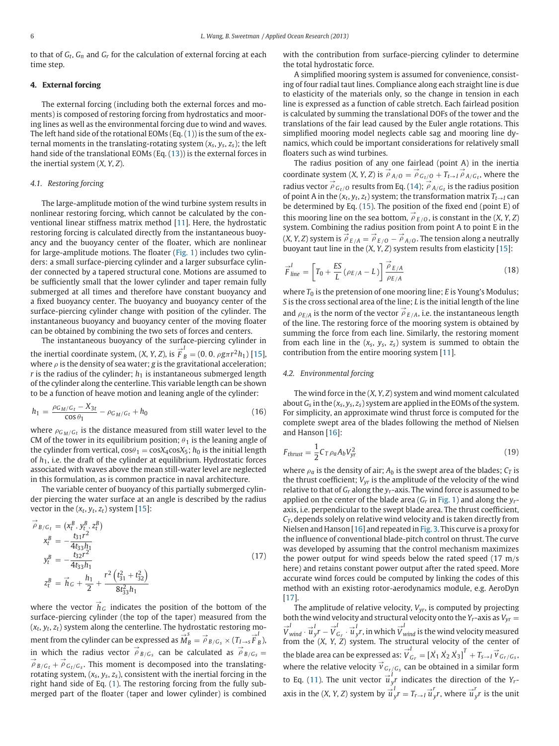to that of $G_t$, $G_n$ and $G_r$ for the calculation of external forcing at each time step.

## 4. External forcing

The external forcing (including both the external forces and moments) is composed of restoring forcing from hydrostatics and mooring lines as well as the environmental forcing due to wind and waves. The left hand side of the rotational EOMs (Eq. (1)) is the sum of the external moments in the translating-rotating system ($x_s$, $y_s$, $z_s$); the left hand side of the translational EOMs (Eq. (13)) is the external forces in the inertial system ($X$, $Y$, $Z$).

### 4.1. Restoring forcing

The large-amplitude motion of the wind turbine system results in nonlinear restoring forcing, which cannot be calculated by the conventional linear stiffness matrix method [11]. Here, the hydrostatic restoring forcing is calculated directly from the instantaneous buoyancy and the buoyancy center of the floater, which are nonlinear for large-amplitude motions. The floater (Fig. 1) includes two cylinders: a small surface-piercing cylinder and a larger subsurface cylinder connected by a tapered structural cone. Motions are assumed to be sufficiently small that the lower cylinder and taper remain fully submerged at all times and therefore have constant buoyancy and a fixed buoyancy center. The buoyancy and buoyancy center of the surface-piercing cylinder change with position of the cylinder. The instantaneous buoyancy and buoyancy center of the moving floater can be obtained by combining the two sets of forces and centers.

The instantaneous buoyancy of the surface-piercing cylinder in the inertial coordinate system, ($X$, $Y$, $Z$), is $\vec{F}^{I}_{B} = (0, 0, \rho g \pi r^2 h_1)$ [15], where $\rho$ is the density of sea water; $g$ is the gravitational acceleration; $r$ is the radius of the cylinder; $h_1$ is instantaneous submerged length of the cylinder along the centerline. This variable length can be shown to be a function of heave motion and leaning angle of the cylinder:

$$h_1 = \frac{\rho_{G_M/G_t} - X_{3t}}{\cos\theta_1} - \rho_{G_M/G_t} + h_0 \tag{16}$$

where $\rho_{G_M/G_t}$ is the distance measured from still water level to the CM of the tower in its equilibrium position; $\theta_1$ is the leaning angle of the cylinder from vertical, $\cos\theta_1 = \cos X_4 \cos X_5$; $h_0$ is the initial length of $h_1$, i.e. the draft of the cylinder at equilibrium. Hydrostatic forces associated with waves above the mean still-water level are neglected in this formulation, as is common practice in naval architecture.

The variable center of buoyancy of this partially submerged cylinder piercing the water surface at an angle is described by the radius vector in the ($x_t$, $y_t$, $z_t$) system [15]:

$$\begin{aligned}
\vec{\rho}_{B/G_t} &= (x^B_t, y^B_t, z^B_t) \\
x^B_t &= -\frac{t_{31} r^2}{4 t_{33} h_1} \\
y^B_t &= -\frac{t_{32} r^2}{4 t_{33} h_1} \\
z^B_t &= \vec{h}_G + \frac{h_1}{2} + \frac{r^2 \left(t^2_{31} + t^2_{32}\right)}{8 t^2_{33} h_1}
\end{aligned} \tag{17}$$

where the vector $\vec{h}_G$ indicates the position of the bottom of the surface-piercing cylinder (the top of the taper) measured from the ($x_t$, $y_t$, $z_t$) system along the centerline. The hydrostatic restoring moment from the cylinder can be expressed as $\vec{M}^{s}_{B} = \vec{\rho}_{B/G_s} \times (T_{I\to s} \vec{F}^{I}_{B})$, in which the radius vector $\vec{\rho}_{B/G_s}$ can be calculated as $\vec{\rho}_{B/G_s} = \vec{\rho}_{B/G_t} + \vec{\rho}_{G_t/G_s}$. This moment is decomposed into the translating-rotating system, ($x_s$, $y_s$, $z_s$), consistent with the inertial forcing in the right hand side of Eq. (1). The restoring forcing from the fully submerged part of the floater (taper and lower cylinder) is combined with the contribution from surface-piercing cylinder to determine the total hydrostatic force.

A simplified mooring system is assumed for convenience, consisting of four radial taut lines. Compliance along each straight line is due to elasticity of the materials only, so the change in tension in each line is expressed as a function of cable stretch. Each fairlead position is calculated by summing the translational DOFs of the tower and the translations of the fair lead caused by the Euler angle rotations. This simplified mooring model neglects cable sag and mooring line dynamics, which could be important considerations for relatively small floaters such as wind turbines.

The radius position of any one fairlead (point A) in the inertia coordinate system ($X$, $Y$, $Z$) is $\vec{\rho}_{A/O} = \vec{\rho}_{G_t/O} + T_{t\to I} \vec{\rho}_{A/G_t}$, where the radius vector $\vec{\rho}_{G_t/O}$ results from Eq. (14); $\vec{\rho}_{A/G_t}$ is the radius position of point A in the ($x_t$, $y_t$, $z_t$) system; the transformation matrix $T_{t\to I}$ can be determined by Eq. (15). The position of the fixed end (point E) of this mooring line on the sea bottom, $\vec{\rho}_{E/O}$, is constant in the ($X$, $Y$, $Z$) system. Combining the radius position from point A to point E in the ($X$, $Y$, $Z$) system is $\vec{\rho}_{E/A} = \vec{\rho}_{E/O} - \vec{\rho}_{A/O}$. The tension along a neutrally buoyant taut line in the ($X$, $Y$, $Z$) system results from elasticity [15]:

$$\vec{F}^{I}_{line} = \left[ T_0 + \frac{ES}{L} \left( \rho_{E/A} - L \right) \right] \frac{\vec{\rho}_{E/A}}{\rho_{E/A}} \tag{18}$$

where $T_0$ is the pretension of one mooring line; $E$ is Young's Modulus; $S$ is the cross sectional area of the line; $L$ is the initial length of the line and $\rho_{E/A}$ is the norm of the vector $\vec{\rho}_{E/A}$, i.e. the instantaneous length of the line. The restoring force of the mooring system is obtained by summing the force from each line. Similarly, the restoring moment from each line in the ($x_s$, $y_s$, $z_s$) system is summed to obtain the contribution from the entire mooring system [11].

### 4.2. Environmental forcing

The wind force in the ($X$, $Y$, $Z$) system and wind moment calculated about $G_s$ in the ($x_s$, $y_s$, $z_s$) system are applied in the EOMs of the system. For simplicity, an approximate wind thrust force is computed for the complete swept area of the blades following the method of Nielsen and Hanson [16]:

$$F_{thrust} = \frac{1}{2} C_T \rho_a A_b V^2_{yr} \tag{19}$$

where $\rho_a$ is the density of air; $A_b$ is the swept area of the blades; $C_T$ is the thrust coefficient; $V_{yr}$ is the amplitude of the velocity of the wind relative to that of $G_r$ along the $y_r$-axis. The wind force is assumed to be applied on the center of the blade area ($G_r$ in Fig. 1) and along the $y_r$-axis, i.e. perpendicular to the swept blade area. The thrust coefficient, $C_T$, depends solely on relative wind velocity and is taken directly from Nielsen and Hanson [16] and repeated in Fig. 3. This curve is a proxy for the influence of conventional blade-pitch control on thrust. The curve was developed by assuming that the control mechanism maximizes the power output for wind speeds below the rated speed (17 m/s here) and retains constant power output after the rated speed. More accurate wind forces could be computed by linking the codes of this method with an existing rotor-aerodynamics module, e.g. AeroDyn [17].

The amplitude of relative velocity, $V_{yr}$, is computed by projecting both the wind velocity and structural velocity onto the $Y_r$-axis as $V_{yr} = \vec{V}^{I}_{wind} \cdot \vec{u}^{I}_{y}r - \vec{V}^{I}_{G_r} \cdot \vec{u}^{I}_{y}r$, in which $\vec{V}^{I}_{wind}$ is the wind velocity measured from the ($X$, $Y$, $Z$) system. The structural velocity of the center of the blade area can be expressed as: $\vec{V}^{I}_{G_r} = [\dot{X}_1\ \dot{X}_2\ \dot{X}_3]^T + T_{s\to I} \vec{v}_{G_r/G_s}$, where the relative velocity $\vec{v}_{G_r/G_s}$ can be obtained in a similar form to Eq. (11). The unit vector $\vec{u}^{I}_{y}r$ indicates the direction of the $Y_r$-axis in the ($X$, $Y$, $Z$) system by $\vec{u}^{I}_{y}r = T_{r\to I} \vec{u}^{r}_{y}r$, where $\vec{u}^{r}_{y}r$ is the unit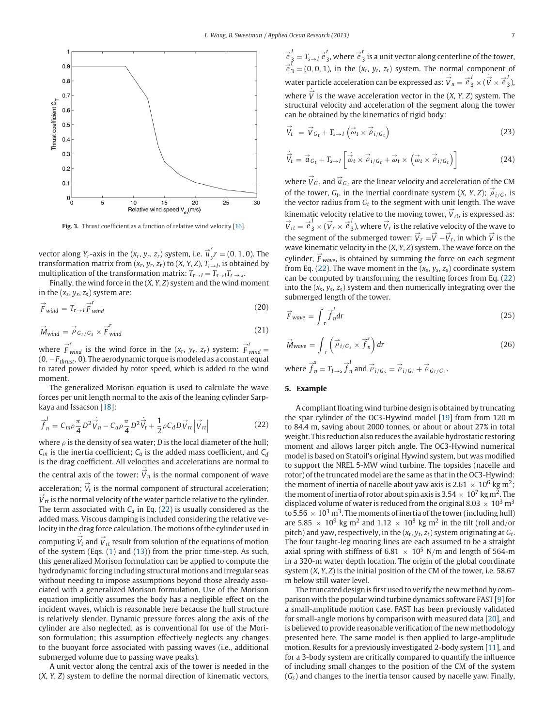Fig. 3. Thrust coefficient as a function of relative wind velocity [16].

vector along $Y_r$-axis in the $(x_r, y_r, z_r)$ system, i.e. $\vec{u}_y^r = (0, 1, 0)$. The transformation matrix from $(x_r, y_r, z_r)$ to $(X, Y, Z)$, $T_{r \to I}$, is obtained by multiplication of the transformation matrix: $T_{r \to I} = T_{s \to I} T_{r \to s}$.

Finally, the wind force in the $(X, Y, Z)$ system and the wind moment in the $(x_s, y_s, z_s)$ system are:

$$\vec{F}_{wind} = T_{r \to I} \vec{F}^r_{wind} \tag{20}$$

$$\vec{M}_{wind} = \vec{\rho}_{G_r/G_s} \times \vec{F}^r_{wind} \tag{21}$$

where $\vec{F}^r_{wind}$ is the wind force in the $(x_r, y_r, z_r)$ system: $\vec{F}^r_{wind} = (0, -F_{thrust}, 0)$. The aerodynamic torque is modeled as a constant equal to rated power divided by rotor speed, which is added to the wind moment.

The generalized Morison equation is used to calculate the wave forces per unit length normal to the axis of the leaning cylinder Sarpkaya and Issacson [18]:

$$\vec{f}^I_n = C_m \rho \frac{\pi}{4} D^2 \dot{\vec{V}}_n - C_a \rho \frac{\pi}{4} D^2 \dot{\vec{V}}_t + \frac{1}{2} \rho C_d D \vec{V}_{rt} \left| \vec{V}_{rt} \right| \tag{22}$$

where $\rho$ is the density of sea water; $D$ is the local diameter of the hull; $C_m$ is the inertia coefficient; $C_a$ is the added mass coefficient, and $C_d$ is the drag coefficient. All velocities and accelerations are normal to the central axis of the tower: $\dot{\vec{V}}_n$ is the normal component of wave acceleration; $\dot{\vec{V}}_t$ is the normal component of structural acceleration; $\vec{V}_{rt}$ is the normal velocity of the water particle relative to the cylinder. The term associated with $C_a$ in Eq. (22) is usually considered as the added mass. Viscous damping is included considering the relative velocity in the drag force calculation. The motions of the cylinder used in computing $\dot{\vec{V}}_t$ and $\vec{V}_{rt}$ result from solution of the equations of motion of the system (Eqs. (1) and (13)) from the prior time-step. As such, this generalized Morison formulation can be applied to compute the hydrodynamic forcing including structural motions and irregular seas without needing to impose assumptions beyond those already associated with a generalized Morison formulation. Use of the Morison equation implicitly assumes the body has a negligible effect on the incident waves, which is reasonable here because the hull structure is relatively slender. Dynamic pressure forces along the axis of the cylinder are also neglected, as is conventional for use of the Morison formulation; this assumption effectively neglects any changes to the buoyant force associated with passing waves (i.e., additional submerged volume due to passing wave peaks).

A unit vector along the central axis of the tower is needed in the $(X, Y, Z)$ system to define the normal direction of kinematic vectors, $\vec{e}^I_3 = T_{s \to I} \vec{e}^t_3$, where $\vec{e}^t_3$ is a unit vector along centerline of the tower, $\vec{e}^t_3 = (0, 0, 1)$, in the $(x_t, y_t, z_t)$ system. The normal component of water particle acceleration can be expressed as: $\dot{\vec{V}}_n = \vec{e}^I_3 \times (\dot{\vec{V}} \times \vec{e}^I_3)$, where $\dot{\vec{V}}$ is the wave acceleration vector in the $(X, Y, Z)$ system. The structural velocity and acceleration of the segment along the tower can be obtained by the kinematics of rigid body:

$$\vec{V}_t = \vec{V}_{G_t} + T_{s \to I} \left( \vec{\omega}_t \times \vec{\rho}_{i/G_t} \right) \tag{23}$$

$$\dot{\vec{V}}_t = \vec{a}_{G_t} + T_{s \to I} \left[ \dot{\vec{\omega}}_t \times \vec{\rho}_{i/G_t} + \vec{\omega}_t \times \left( \vec{\omega}_t \times \vec{\rho}_{i/G_t} \right) \right] \tag{24}$$

where $\vec{V}_{G_t}$ and $\vec{a}_{G_t}$ are the linear velocity and acceleration of the CM of the tower, $G_t$, in the inertial coordinate system $(X, Y, Z)$; $\vec{\rho}_{i/G_t}$ is the vector radius from $G_t$ to the segment with unit length. The wave kinematic velocity relative to the moving tower, $\vec{V}_{rt}$, is expressed as: $\vec{V}_{rt} = \vec{e}^I_3 \times (\vec{V}_r \times \vec{e}^I_3)$, where $\vec{V}_r$ is the relative velocity of the wave to the segment of the submerged tower: $\vec{V}_r = \vec{V} - \vec{V}_t$, in which $\vec{V}$ is the wave kinematic velocity in the $(X, Y, Z)$ system. The wave force on the cylinder, $\vec{F}_{wave}$, is obtained by summing the force on each segment from Eq. (22). The wave moment in the $(x_s, y_s, z_s)$ coordinate system can be computed by transforming the resulting forces from Eq. (22) into the $(x_s, y_s, z_s)$ system and then numerically integrating over the submerged length of the tower.

$$\vec{F}_{wave} = \int_r \vec{f}^I_n dr \tag{25}$$

$$\vec{M}_{wave} = \int_r \left( \vec{\rho}_{i/G_s} \times \vec{f}^s_n \right) dr \tag{26}$$

where $\vec{f}^s_n = T_{I \to s} \vec{f}^I_n$ and $\vec{\rho}_{i/G_s} = \vec{\rho}_{i/G_t} + \vec{\rho}_{G_t/G_s}$.

## 5. Example

A compliant floating wind turbine design is obtained by truncating the spar cylinder of the OC3-Hywind model [19] from from 120 m to 84.4 m, saving about 2000 tonnes, or about or about 27% in total weight. This reduction also reduces the available hydrostatic restoring moment and allows larger pitch angle. The OC3-Hywind numerical model is based on Statoil's original Hywind system, but was modified to support the NREL 5-MW wind turbine. The topsides (nacelle and rotor) of the truncated model are the same as that in the OC3-Hywind: the moment of inertia of nacelle about yaw axis is $2.61 \times 10^6$ kg m$^2$; the moment of inertia of rotor about spin axis is $3.54 \times 10^7$ kg m$^2$. The displaced volume of water is reduced from the original $8.03 \times 10^3$ m$^3$ to $5.56 \times 10^3$ m$^3$. The moments of inertia of the tower (including hull) are $5.85 \times 10^9$ kg m$^2$ and $1.12 \times 10^8$ kg m$^2$ in the tilt (roll and/or pitch) and yaw, respectively, in the $(x_t, y_t, z_t)$ system originating at $G_t$. The four taught-leg mooring lines are each assumed to be a straight axial spring with stiffness of $6.81 \times 10^5$ N/m and length of 564-m in a 320-m water depth location. The origin of the global coordinate system $(X, Y, Z)$ is the initial position of the CM of the tower, i.e. 58.67 m below still water level.

The truncated design is first used to verify the new method by comparison with the popular wind turbine dynamics software FAST [9] for a small-amplitude motion case. FAST has been previously validated for small-angle motions by comparison with measured data [20], and is believed to provide reasonable verification of the new methodology presented here. The same model is then applied to large-amplitude motion. Results for a previously investigated 2-body system [11], and for a 3-body system are critically compared to quantify the influence of including small changes to the position of the CM of the system $(G_s)$ and changes to the inertia tensor caused by nacelle yaw. Finally,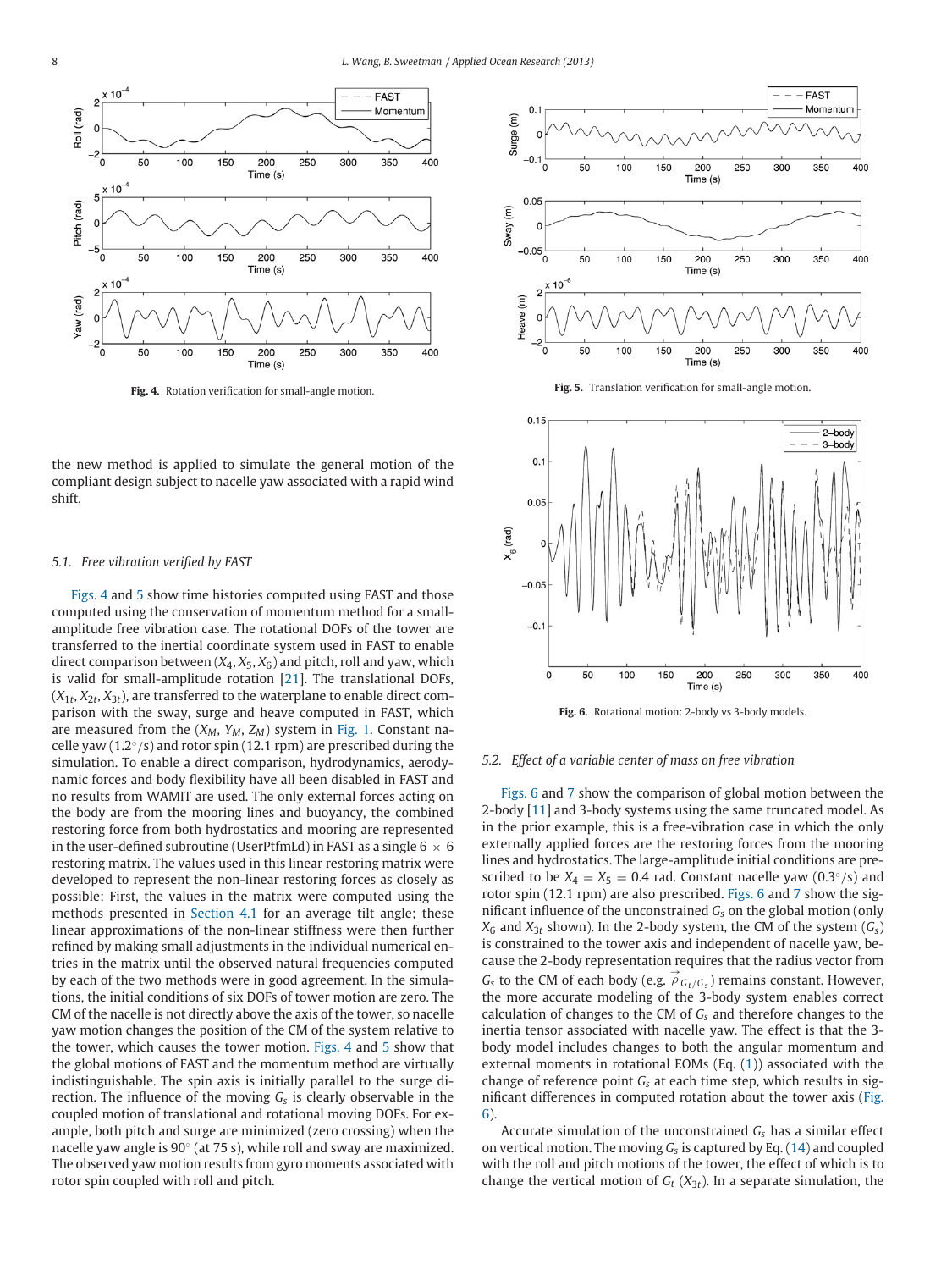Fig. 4. Rotation verification for small-angle motion.

Fig. 5. Translation verification for small-angle motion.

the new method is applied to simulate the general motion of the compliant design subject to nacelle yaw associated with a rapid wind shift.

### 5.1. Free vibration verified by FAST

Figs. 4 and 5 show time histories computed using FAST and those computed using the conservation of momentum method for a small-amplitude free vibration case. The rotational DOFs of the tower are transferred to the inertial coordinate system used in FAST to enable direct comparison between $(X_4, X_5, X_6)$ and pitch, roll and yaw, which is valid for small-amplitude rotation [21]. The translational DOFs, $(X_{1t}, X_{2t}, X_{3t})$, are transferred to the waterplane to enable direct comparison with the sway, surge and heave computed in FAST, which are measured from the $(X_M, Y_M, Z_M)$ system in Fig. 1. Constant nacelle yaw (1.2°/s) and rotor spin (12.1 rpm) are prescribed during the simulation. To enable a direct comparison, hydrodynamics, aerodynamic forces and body flexibility have all been disabled in FAST and no results from WAMIT are used. The only external forces acting on the body are from the mooring lines and buoyancy, the combined restoring force from both hydrostatics and mooring are represented in the user-defined subroutine (UserPtfmLd) in FAST as a single 6 × 6 restoring matrix. The values used in this linear restoring matrix were developed to represent the non-linear restoring forces as closely as possible: First, the values in the matrix were computed using the methods presented in Section 4.1 for an average tilt angle; these linear approximations of the non-linear stiffness were then further refined by making small adjustments in the individual numerical entries in the matrix until the observed natural frequencies computed by each of the two methods were in good agreement. In the simulations, the initial conditions of six DOFs of tower motion are zero. The CM of the nacelle is not directly above the axis of the tower, so nacelle yaw motion changes the position of the CM of the system relative to the tower, which causes the tower motion. Figs. 4 and 5 show that the global motions of FAST and the momentum method are virtually indistinguishable. The spin axis is initially parallel to the surge direction. The influence of the moving $G_s$ is clearly observable in the coupled motion of translational and rotational moving DOFs. For example, both pitch and surge are minimized (zero crossing) when the nacelle yaw angle is 90° (at 75 s), while roll and sway are maximized. The observed yaw motion results from gyro moments associated with rotor spin coupled with roll and pitch.

Fig. 6. Rotational motion: 2-body vs 3-body models.

### 5.2. Effect of a variable center of mass on free vibration

Figs. 6 and 7 show the comparison of global motion between the 2-body [11] and 3-body systems using the same truncated model. As in the prior example, this is a free-vibration case in which the only externally applied forces are the restoring forces from the mooring lines and hydrostatics. The large-amplitude initial conditions are prescribed to be $X_4 = X_5 = 0.4$ rad. Constant nacelle yaw (0.3°/s) and rotor spin (12.1 rpm) are also prescribed. Figs. 6 and 7 show the significant influence of the unconstrained $G_s$ on the global motion (only $X_6$ and $X_{3t}$ shown). In the 2-body system, the CM of the system ($G_s$) is constrained to the tower axis and independent of nacelle yaw, because the 2-body representation requires that the radius vector from $G_s$ to the CM of each body (e.g. $\vec{\rho}_{G_t/G_s}$) remains constant. However, the more accurate modeling of the 3-body system enables correct calculation of changes to the CM of $G_s$ and therefore changes to the inertia tensor associated with nacelle yaw. The effect is that the 3-body model includes changes to both the angular momentum and external moments in rotational EOMs (Eq. (1)) associated with the change of reference point $G_s$ at each time step, which results in significant differences in computed rotation about the tower axis (Fig. 6).

Accurate simulation of the unconstrained $G_s$ has a similar effect on vertical motion. The moving $G_s$ is captured by Eq. (14) and coupled with the roll and pitch motions of the tower, the effect of which is to change the vertical motion of $G_t$ ($X_{3t}$). In a separate simulation, the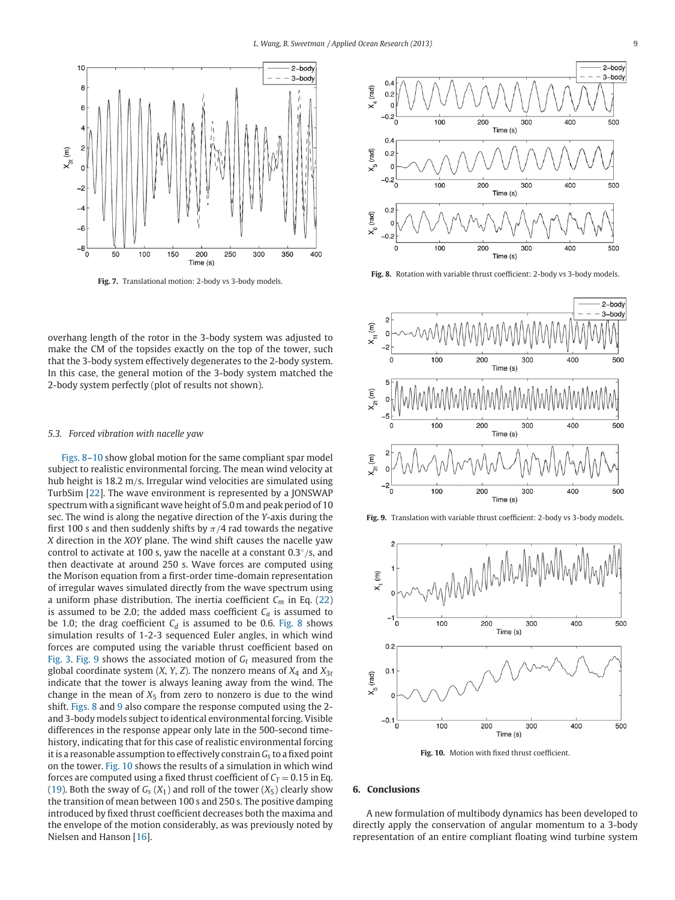Fig. 7. Translational motion: 2-body vs 3-body models.

Fig. 8. Rotation with variable thrust coefficient: 2-body vs 3-body models.

Fig. 9. Translation with variable thrust coefficient: 2-body vs 3-body models.

Fig. 10. Motion with fixed thrust coefficient.

overhang length of the rotor in the 3-body system was adjusted to make the CM of the topsides exactly on the top of the tower, such that the 3-body system effectively degenerates to the 2-body system. In this case, the general motion of the 3-body system matched the 2-body system perfectly (plot of results not shown).

### 5.3. Forced vibration with nacelle yaw

Figs. 8–10 show global motion for the same compliant spar model subject to realistic environmental forcing. The mean wind velocity at hub height is 18.2 m/s. Irregular wind velocities are simulated using TurbSim [22]. The wave environment is represented by a JONSWAP spectrum with a significant wave height of 5.0 m and peak period of 10 sec. The wind is along the negative direction of the *Y*-axis during the first 100 s and then suddenly shifts by $\pi/4$ rad towards the negative *X* direction in the *XOY* plane. The wind shift causes the nacelle yaw control to activate at 100 s, yaw the nacelle at a constant $0.3^{\circ}$/s, and then deactivate at around 250 s. Wave forces are computed using the Morison equation from a first-order time-domain representation of irregular waves simulated directly from the wave spectrum using a uniform phase distribution. The inertia coefficient $C_m$ in Eq. (22) is assumed to be 2.0; the added mass coefficient $C_a$ is assumed to be 1.0; the drag coefficient $C_d$ is assumed to be 0.6. Fig. 8 shows simulation results of 1-2-3 sequenced Euler angles, in which wind forces are computed using the variable thrust coefficient based on Fig. 3. Fig. 9 shows the associated motion of $G_t$ measured from the global coordinate system (*X*, *Y*, *Z*). The nonzero means of $X_4$ and $X_{3t}$ indicate that the tower is always leaning away from the wind. The change in the mean of $X_5$ from zero to nonzero is due to the wind shift. Figs. 8 and 9 also compare the response computed using the 2- and 3-body models subject to identical environmental forcing. Visible differences in the response appear only late in the 500-second time-history, indicating that for this case of realistic environmental forcing it is a reasonable assumption to effectively constrain $G_s$ to a fixed point on the tower. Fig. 10 shows the results of a simulation in which wind forces are computed using a fixed thrust coefficient of $C_T = 0.15$ in Eq. (19). Both the sway of $G_s$ ($X_1$) and roll of the tower ($X_5$) clearly show the transition of mean between 100 s and 250 s. The positive damping introduced by fixed thrust coefficient decreases both the maxima and the envelope of the motion considerably, as was previously noted by Nielsen and Hanson [16].

## 6. Conclusions

A new formulation of multibody dynamics has been developed to directly apply the conservation of angular momentum to a 3-body representation of an entire compliant floating wind turbine system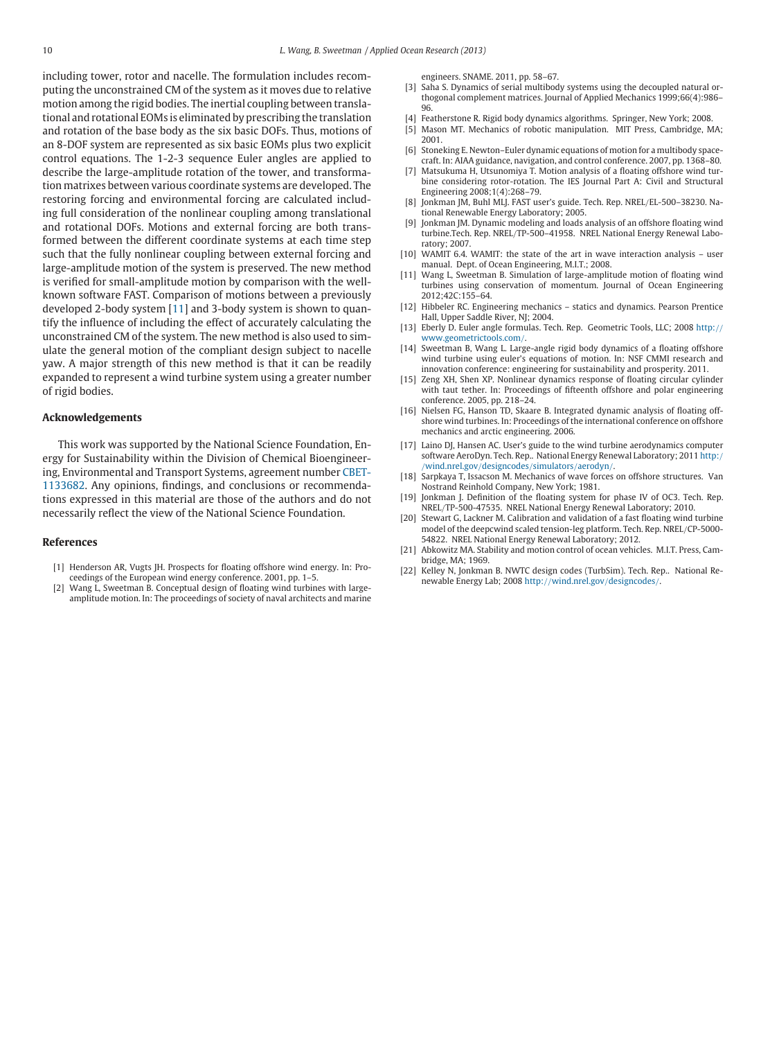including tower, rotor and nacelle. The formulation includes recomputing the unconstrained CM of the system as it moves due to relative motion among the rigid bodies. The inertial coupling between translational and rotational EOMs is eliminated by prescribing the translation and rotation of the base body as the six basic DOFs. Thus, motions of an 8-DOF system are represented as six basic EOMs plus two explicit control equations. The 1-2-3 sequence Euler angles are applied to describe the large-amplitude rotation of the tower, and transformation matrixes between various coordinate systems are developed. The restoring forcing and environmental forcing are calculated including full consideration of the nonlinear coupling among translational and rotational DOFs. Motions and external forcing are both transformed between the different coordinate systems at each time step such that the fully nonlinear coupling between external forcing and large-amplitude motion of the system is preserved. The new method is verified for small-amplitude motion by comparison with the well-known software FAST. Comparison of motions between a previously developed 2-body system [11] and 3-body system is shown to quantify the influence of including the effect of accurately calculating the unconstrained CM of the system. The new method is also used to simulate the general motion of the compliant design subject to nacelle yaw. A major strength of this new method is that it can be readily expanded to represent a wind turbine system using a greater number of rigid bodies.

## Acknowledgements

This work was supported by the National Science Foundation, Energy for Sustainability within the Division of Chemical Bioengineering, Environmental and Transport Systems, agreement number CBET-1133682. Any opinions, findings, and conclusions or recommendations expressed in this material are those of the authors and do not necessarily reflect the view of the National Science Foundation.

## References

[1] Henderson AR, Vugts JH. Prospects for floating offshore wind energy. In: Proceedings of the European wind energy conference. 2001, pp. 1–5.

[2] Wang L, Sweetman B. Conceptual design of floating wind turbines with large-amplitude motion. In: The proceedings of society of naval architects and marine engineers. SNAME. 2011, pp. 58–67.

[3] Saha S. Dynamics of serial multibody systems using the decoupled natural orthogonal complement matrices. Journal of Applied Mechanics 1999;66(4):986–96.

[4] Featherstone R. Rigid body dynamics algorithms. Springer, New York; 2008.

[5] Mason MT. Mechanics of robotic manipulation. MIT Press, Cambridge, MA; 2001.

[6] Stoneking E. Newton–Euler dynamic equations of motion for a multibody spacecraft. In: AIAA guidance, navigation, and control conference. 2007, pp. 1368–80.

[7] Matsukuma H, Utsunomiya T. Motion analysis of a floating offshore wind turbine considering rotor-rotation. The IES Journal Part A: Civil and Structural Engineering 2008;1(4):268–79.

[8] Jonkman JM, Buhl MLJ. FAST user's guide. Tech. Rep. NREL/EL-500–38230. National Renewable Energy Laboratory; 2005.

[9] Jonkman JM. Dynamic modeling and loads analysis of an offshore floating wind turbine.Tech. Rep. NREL/TP-500–41958. NREL National Energy Renewal Laboratory; 2007.

[10] WAMIT 6.4. WAMIT: the state of the art in wave interaction analysis – user manual. Dept. of Ocean Engineering, M.I.T.; 2008.

[11] Wang L, Sweetman B. Simulation of large-amplitude motion of floating wind turbines using conservation of momentum. Journal of Ocean Engineering 2012;42C:155–64.

[12] Hibbeler RC. Engineering mechanics – statics and dynamics. Pearson Prentice Hall, Upper Saddle River, NJ; 2004.

[13] Eberly D. Euler angle formulas. Tech. Rep. Geometric Tools, LLC; 2008 http://www.geometrictools.com/.

[14] Sweetman B, Wang L. Large-angle rigid body dynamics of a floating offshore wind turbine using euler's equations of motion. In: NSF CMMI research and innovation conference: engineering for sustainability and prosperity. 2011.

[15] Zeng XH, Shen XP. Nonlinear dynamics response of floating circular cylinder with taut tether. In: Proceedings of fifteenth offshore and polar engineering conference. 2005, pp. 218–24.

[16] Nielsen FG, Hanson TD, Skaare B. Integrated dynamic analysis of floating offshore wind turbines. In: Proceedings of the international conference on offshore mechanics and arctic engineering. 2006.

[17] Laino DJ, Hansen AC. User's guide to the wind turbine aerodynamics computer software AeroDyn. Tech. Rep.. National Energy Renewal Laboratory; 2011 http://wind.nrel.gov/designcodes/simulators/aerodyn/.

[18] Sarpkaya T, Issacson M. Mechanics of wave forces on offshore structures. Van Nostrand Reinhold Company, New York; 1981.

[19] Jonkman J. Definition of the floating system for phase IV of OC3. Tech. Rep. NREL/TP-500-47535. NREL National Energy Renewal Laboratory; 2010.

[20] Stewart G, Lackner M. Calibration and validation of a fast floating wind turbine model of the deepcwind scaled tension-leg platform. Tech. Rep. NREL/CP-5000-54822. NREL National Energy Renewal Laboratory; 2012.

[21] Abkowitz MA. Stability and motion control of ocean vehicles. M.I.T. Press, Cambridge, MA; 1969.

[22] Kelley N, Jonkman B. NWTC design codes (TurbSim). Tech. Rep.. National Renewable Energy Lab; 2008 http://wind.nrel.gov/designcodes/.